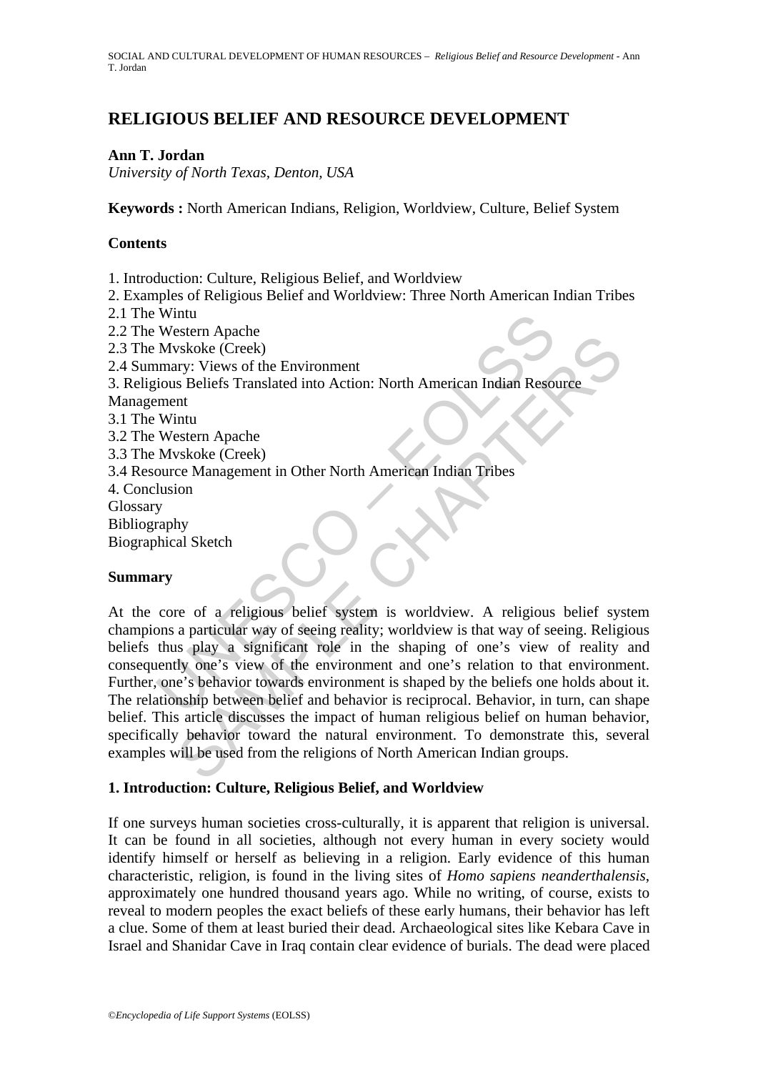# RELIGIOUS BELIEF AND RESOURCE DEVELOPMENT

**Ann T. Jordan**
*University of North Texas, Denton, USA*

**Keywords :** North American Indians, Religion, Worldview, Culture, Belief System

## Contents

1. Introduction: Culture, Religious Belief, and Worldview
2. Examples of Religious Belief and Worldview: Three North American Indian Tribes
2.1 The Wintu
2.2 The Western Apache
2.3 The Mvskoke (Creek)
2.4 Summary: Views of the Environment
3. Religious Beliefs Translated into Action: North American Indian Resource Management
3.1 The Wintu
3.2 The Western Apache
3.3 The Mvskoke (Creek)
3.4 Resource Management in Other North American Indian Tribes
4. Conclusion
Glossary
Bibliography
Biographical Sketch

## Summary

At the core of a religious belief system is worldview. A religious belief system champions a particular way of seeing reality; worldview is that way of seeing. Religious beliefs thus play a significant role in the shaping of one's view of reality and consequently one's view of the environment and one's relation to that environment. Further, one's behavior towards environment is shaped by the beliefs one holds about it. The relationship between belief and behavior is reciprocal. Behavior, in turn, can shape belief. This article discusses the impact of human religious belief on human behavior, specifically behavior toward the natural environment. To demonstrate this, several examples will be used from the religions of North American Indian groups.

## 1. Introduction: Culture, Religious Belief, and Worldview

If one surveys human societies cross-culturally, it is apparent that religion is universal. It can be found in all societies, although not every human in every society would identify himself or herself as believing in a religion. Early evidence of this human characteristic, religion, is found in the living sites of *Homo sapiens neanderthalensis*, approximately one hundred thousand years ago. While no writing, of course, exists to reveal to modern peoples the exact beliefs of these early humans, their behavior has left a clue. Some of them at least buried their dead. Archaeological sites like Kebara Cave in Israel and Shanidar Cave in Iraq contain clear evidence of burials. The dead were placed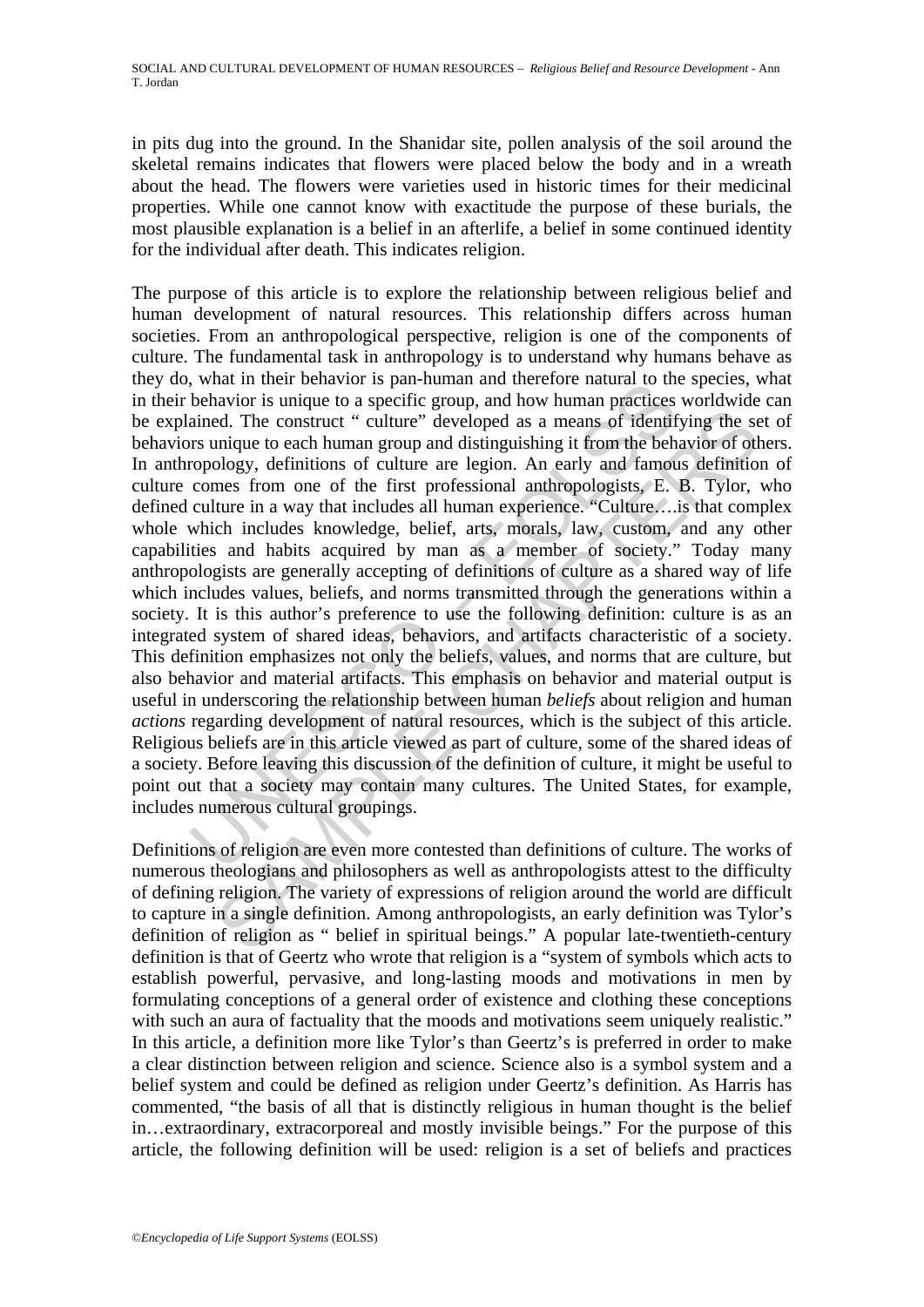in pits dug into the ground. In the Shanidar site, pollen analysis of the soil around the skeletal remains indicates that flowers were placed below the body and in a wreath about the head. The flowers were varieties used in historic times for their medicinal properties. While one cannot know with exactitude the purpose of these burials, the most plausible explanation is a belief in an afterlife, a belief in some continued identity for the individual after death. This indicates religion.

The purpose of this article is to explore the relationship between religious belief and human development of natural resources. This relationship differs across human societies. From an anthropological perspective, religion is one of the components of culture. The fundamental task in anthropology is to understand why humans behave as they do, what in their behavior is pan-human and therefore natural to the species, what in their behavior is unique to a specific group, and how human practices worldwide can be explained. The construct " culture" developed as a means of identifying the set of behaviors unique to each human group and distinguishing it from the behavior of others. In anthropology, definitions of culture are legion. An early and famous definition of culture comes from one of the first professional anthropologists, E. B. Tylor, who defined culture in a way that includes all human experience. "Culture…is that complex whole which includes knowledge, belief, arts, morals, law, custom, and any other capabilities and habits acquired by man as a member of society." Today many anthropologists are generally accepting of definitions of culture as a shared way of life which includes values, beliefs, and norms transmitted through the generations within a society. It is this author's preference to use the following definition: culture is as an integrated system of shared ideas, behaviors, and artifacts characteristic of a society. This definition emphasizes not only the beliefs, values, and norms that are culture, but also behavior and material artifacts. This emphasis on behavior and material output is useful in underscoring the relationship between human *beliefs* about religion and human *actions* regarding development of natural resources, which is the subject of this article. Religious beliefs are in this article viewed as part of culture, some of the shared ideas of a society. Before leaving this discussion of the definition of culture, it might be useful to point out that a society may contain many cultures. The United States, for example, includes numerous cultural groupings.

Definitions of religion are even more contested than definitions of culture. The works of numerous theologians and philosophers as well as anthropologists attest to the difficulty of defining religion. The variety of expressions of religion around the world are difficult to capture in a single definition. Among anthropologists, an early definition was Tylor's definition of religion as " belief in spiritual beings." A popular late-twentieth-century definition is that of Geertz who wrote that religion is a "system of symbols which acts to establish powerful, pervasive, and long-lasting moods and motivations in men by formulating conceptions of a general order of existence and clothing these conceptions with such an aura of factuality that the moods and motivations seem uniquely realistic." In this article, a definition more like Tylor's than Geertz's is preferred in order to make a clear distinction between religion and science. Science also is a symbol system and a belief system and could be defined as religion under Geertz's definition. As Harris has commented, "the basis of all that is distinctly religious in human thought is the belief in…extraordinary, extracorporeal and mostly invisible beings." For the purpose of this article, the following definition will be used: religion is a set of beliefs and practices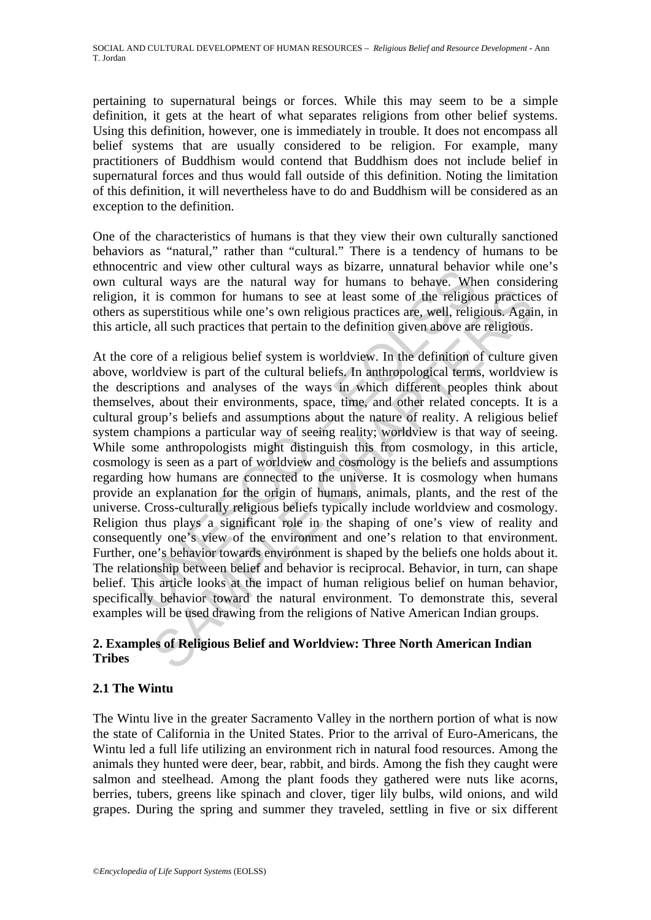pertaining to supernatural beings or forces. While this may seem to be a simple definition, it gets at the heart of what separates religions from other belief systems. Using this definition, however, one is immediately in trouble. It does not encompass all belief systems that are usually considered to be religion. For example, many practitioners of Buddhism would contend that Buddhism does not include belief in supernatural forces and thus would fall outside of this definition. Noting the limitation of this definition, it will nevertheless have to do and Buddhism will be considered as an exception to the definition.

One of the characteristics of humans is that they view their own culturally sanctioned behaviors as "natural," rather than "cultural." There is a tendency of humans to be ethnocentric and view other cultural ways as bizarre, unnatural behavior while one's own cultural ways are the natural way for humans to behave. When considering religion, it is common for humans to see at least some of the religious practices of others as superstitious while one's own religious practices are, well, religious. Again, in this article, all such practices that pertain to the definition given above are religious.

At the core of a religious belief system is worldview. In the definition of culture given above, worldview is part of the cultural beliefs. In anthropological terms, worldview is the descriptions and analyses of the ways in which different peoples think about themselves, about their environments, space, time, and other related concepts. It is a cultural group's beliefs and assumptions about the nature of reality. A religious belief system champions a particular way of seeing reality; worldview is that way of seeing. While some anthropologists might distinguish this from cosmology, in this article, cosmology is seen as a part of worldview and cosmology is the beliefs and assumptions regarding how humans are connected to the universe. It is cosmology when humans provide an explanation for the origin of humans, animals, plants, and the rest of the universe. Cross-culturally religious beliefs typically include worldview and cosmology. Religion thus plays a significant role in the shaping of one's view of reality and consequently one's view of the environment and one's relation to that environment. Further, one's behavior towards environment is shaped by the beliefs one holds about it. The relationship between belief and behavior is reciprocal. Behavior, in turn, can shape belief. This article looks at the impact of human religious belief on human behavior, specifically behavior toward the natural environment. To demonstrate this, several examples will be used drawing from the religions of Native American Indian groups.

## 2. Examples of Religious Belief and Worldview: Three North American Indian Tribes

### 2.1 The Wintu

The Wintu live in the greater Sacramento Valley in the northern portion of what is now the state of California in the United States. Prior to the arrival of Euro-Americans, the Wintu led a full life utilizing an environment rich in natural food resources. Among the animals they hunted were deer, bear, rabbit, and birds. Among the fish they caught were salmon and steelhead. Among the plant foods they gathered were nuts like acorns, berries, tubers, greens like spinach and clover, tiger lily bulbs, wild onions, and wild grapes. During the spring and summer they traveled, settling in five or six different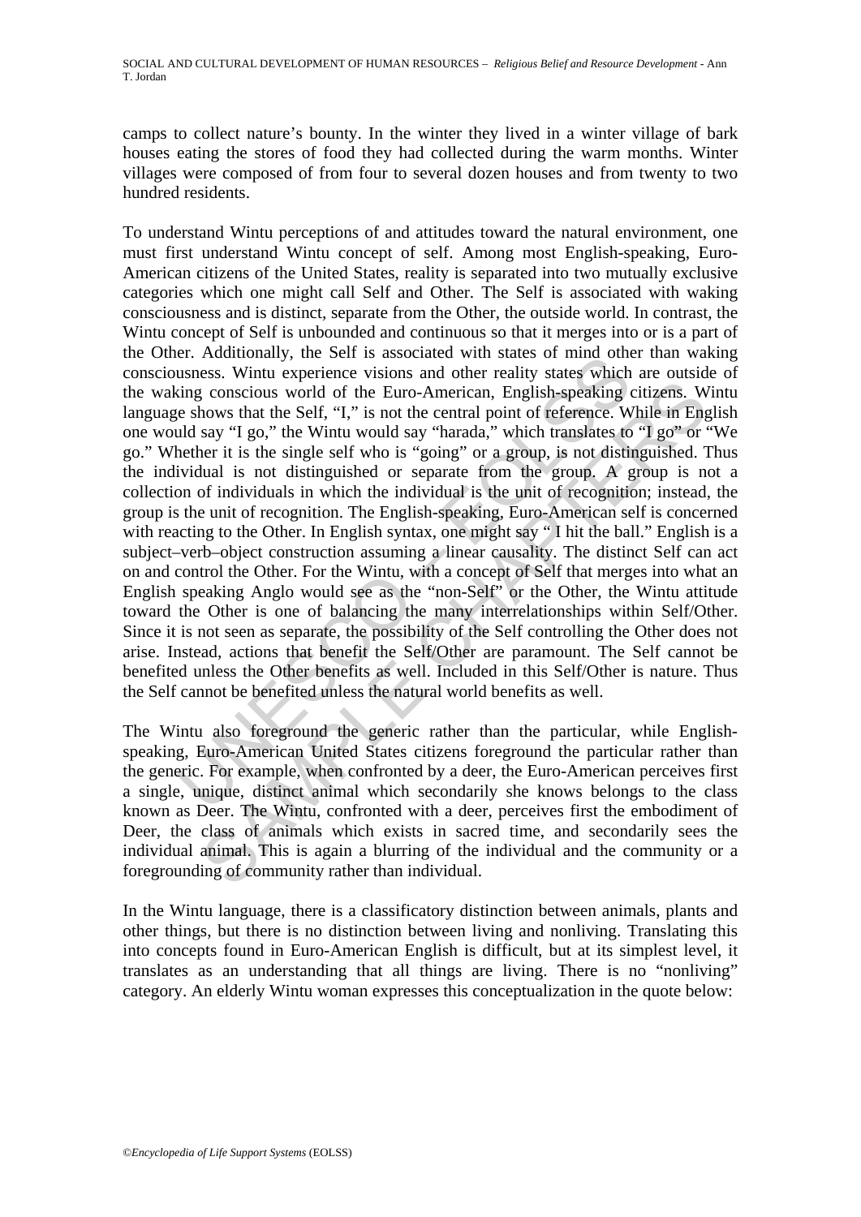camps to collect nature's bounty. In the winter they lived in a winter village of bark houses eating the stores of food they had collected during the warm months. Winter villages were composed of from four to several dozen houses and from twenty to two hundred residents.

To understand Wintu perceptions of and attitudes toward the natural environment, one must first understand Wintu concept of self. Among most English-speaking, Euro-American citizens of the United States, reality is separated into two mutually exclusive categories which one might call Self and Other. The Self is associated with waking consciousness and is distinct, separate from the Other, the outside world. In contrast, the Wintu concept of Self is unbounded and continuous so that it merges into or is a part of the Other. Additionally, the Self is associated with states of mind other than waking consciousness. Wintu experience visions and other reality states which are outside of the waking conscious world of the Euro-American, English-speaking citizens. Wintu language shows that the Self, "I," is not the central point of reference. While in English one would say "I go," the Wintu would say "harada," which translates to "I go" or "We go." Whether it is the single self who is "going" or a group, is not distinguished. Thus the individual is not distinguished or separate from the group. A group is not a collection of individuals in which the individual is the unit of recognition; instead, the group is the unit of recognition. The English-speaking, Euro-American self is concerned with reacting to the Other. In English syntax, one might say " I hit the ball." English is a subject–verb–object construction assuming a linear causality. The distinct Self can act on and control the Other. For the Wintu, with a concept of Self that merges into what an English speaking Anglo would see as the "non-Self" or the Other, the Wintu attitude toward the Other is one of balancing the many interrelationships within Self/Other. Since it is not seen as separate, the possibility of the Self controlling the Other does not arise. Instead, actions that benefit the Self/Other are paramount. The Self cannot be benefited unless the Other benefits as well. Included in this Self/Other is nature. Thus the Self cannot be benefited unless the natural world benefits as well.

The Wintu also foreground the generic rather than the particular, while English-speaking, Euro-American United States citizens foreground the particular rather than the generic. For example, when confronted by a deer, the Euro-American perceives first a single, unique, distinct animal which secondarily she knows belongs to the class known as Deer. The Wintu, confronted with a deer, perceives first the embodiment of Deer, the class of animals which exists in sacred time, and secondarily sees the individual animal. This is again a blurring of the individual and the community or a foregrounding of community rather than individual.

In the Wintu language, there is a classificatory distinction between animals, plants and other things, but there is no distinction between living and nonliving. Translating this into concepts found in Euro-American English is difficult, but at its simplest level, it translates as an understanding that all things are living. There is no "nonliving" category. An elderly Wintu woman expresses this conceptualization in the quote below: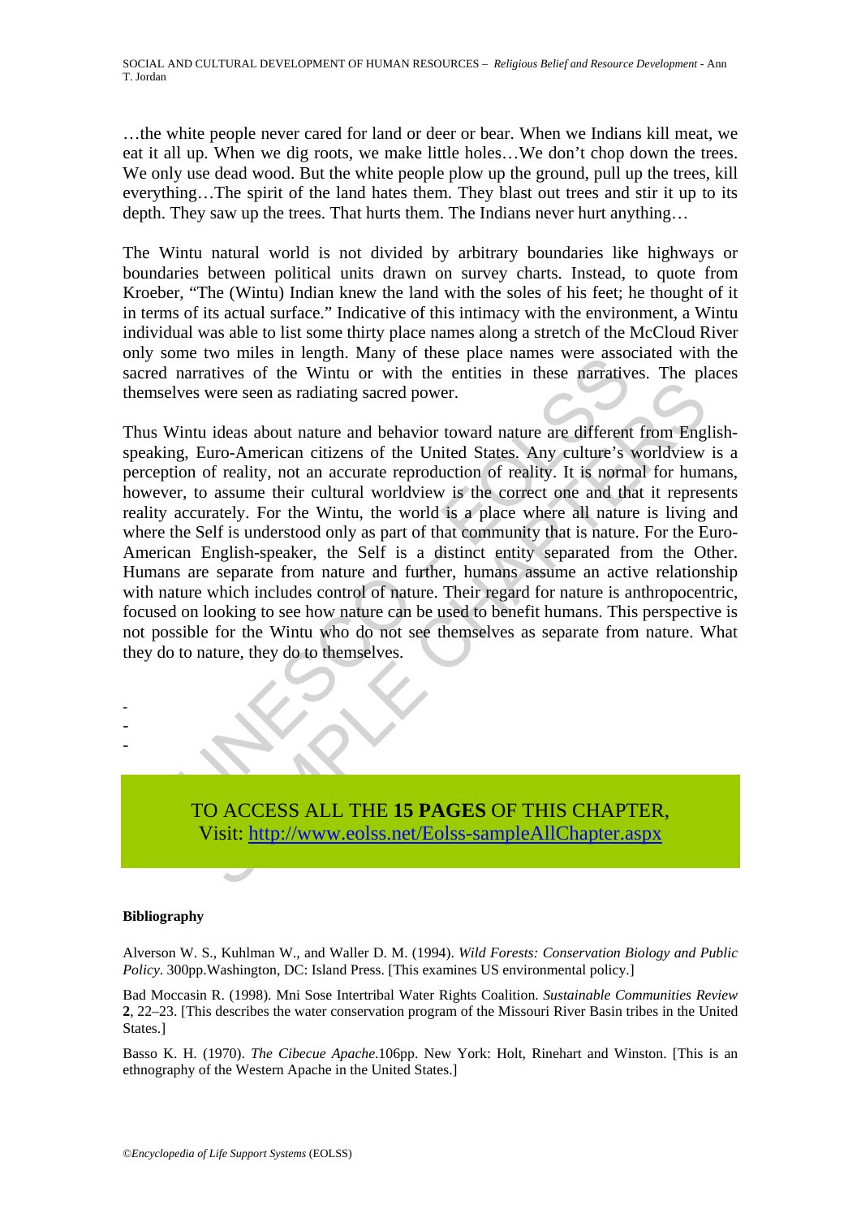…the white people never cared for land or deer or bear. When we Indians kill meat, we eat it all up. When we dig roots, we make little holes…We don't chop down the trees. We only use dead wood. But the white people plow up the ground, pull up the trees, kill everything…The spirit of the land hates them. They blast out trees and stir it up to its depth. They saw up the trees. That hurts them. The Indians never hurt anything…

The Wintu natural world is not divided by arbitrary boundaries like highways or boundaries between political units drawn on survey charts. Instead, to quote from Kroeber, "The (Wintu) Indian knew the land with the soles of his feet; he thought of it in terms of its actual surface." Indicative of this intimacy with the environment, a Wintu individual was able to list some thirty place names along a stretch of the McCloud River only some two miles in length. Many of these place names were associated with the sacred narratives of the Wintu or with the entities in these narratives. The places themselves were seen as radiating sacred power.

Thus Wintu ideas about nature and behavior toward nature are different from English-speaking, Euro-American citizens of the United States. Any culture's worldview is a perception of reality, not an accurate reproduction of reality. It is normal for humans, however, to assume their cultural worldview is the correct one and that it represents reality accurately. For the Wintu, the world is a place where all nature is living and where the Self is understood only as part of that community that is nature. For the Euro-American English-speaker, the Self is a distinct entity separated from the Other. Humans are separate from nature and further, humans assume an active relationship with nature which includes control of nature. Their regard for nature is anthropocentric, focused on looking to see how nature can be used to benefit humans. This perspective is not possible for the Wintu who do not see themselves as separate from nature. What they do to nature, they do to themselves.

-
-
-

TO ACCESS ALL THE **15 PAGES** OF THIS CHAPTER,
Visit: http://www.eolss.net/Eolss-sampleAllChapter.aspx

**Bibliography**

Alverson W. S., Kuhlman W., and Waller D. M. (1994). *Wild Forests: Conservation Biology and Public Policy*. 300pp.Washington, DC: Island Press. [This examines US environmental policy.]

Bad Moccasin R. (1998). Mni Sose Intertribal Water Rights Coalition. *Sustainable Communities Review* **2**, 22–23. [This describes the water conservation program of the Missouri River Basin tribes in the United States.]

Basso K. H. (1970). *The Cibecue Apache*.106pp. New York: Holt, Rinehart and Winston. [This is an ethnography of the Western Apache in the United States.]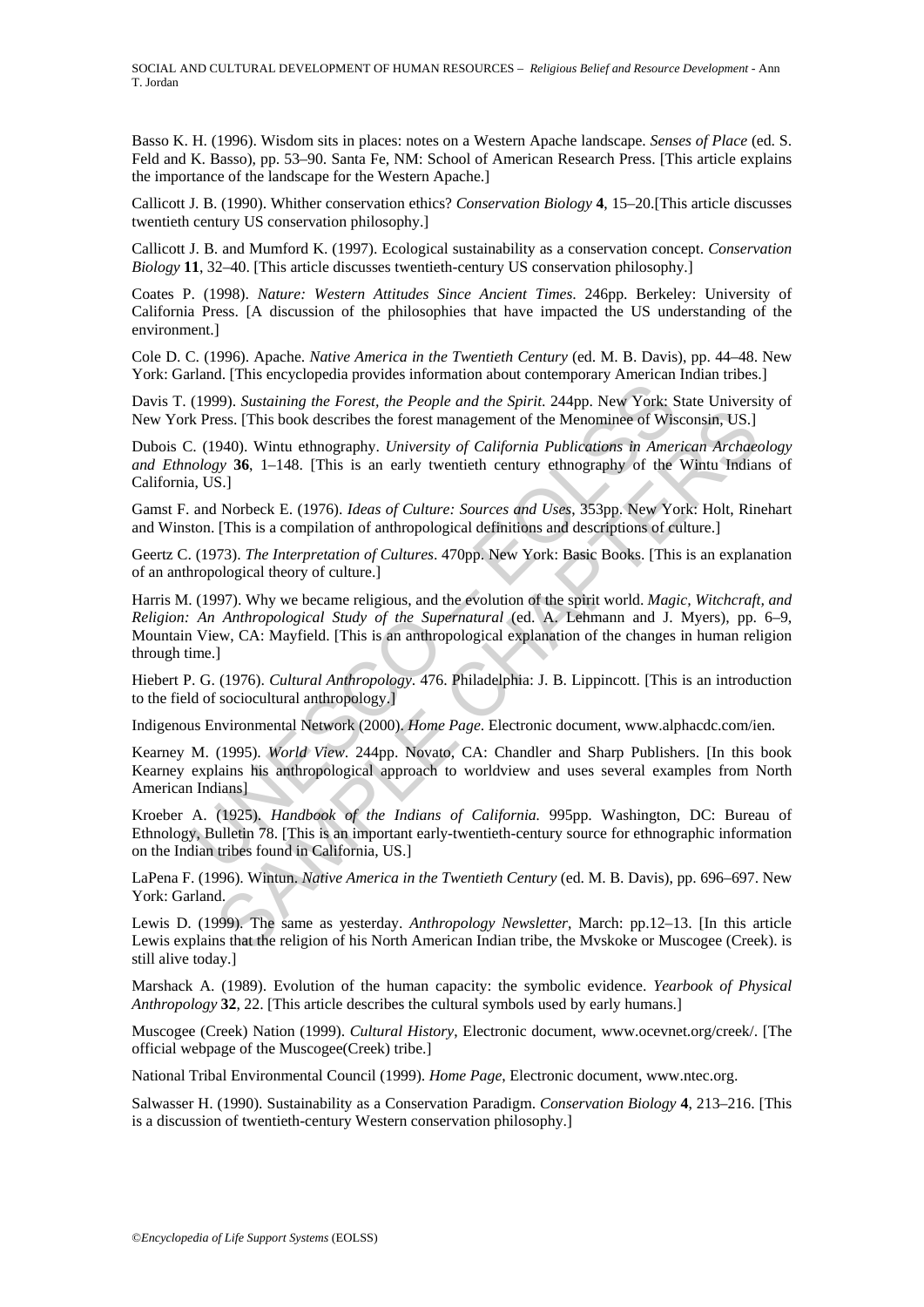Basso K. H. (1996). Wisdom sits in places: notes on a Western Apache landscape. *Senses of Place* (ed. S. Feld and K. Basso), pp. 53–90. Santa Fe, NM: School of American Research Press. [This article explains the importance of the landscape for the Western Apache.]

Callicott J. B. (1990). Whither conservation ethics? *Conservation Biology* **4**, 15–20.[This article discusses twentieth century US conservation philosophy.]

Callicott J. B. and Mumford K. (1997). Ecological sustainability as a conservation concept. *Conservation Biology* **11**, 32–40. [This article discusses twentieth-century US conservation philosophy.]

Coates P. (1998). *Nature: Western Attitudes Since Ancient Times*. 246pp. Berkeley: University of California Press. [A discussion of the philosophies that have impacted the US understanding of the environment.]

Cole D. C. (1996). Apache. *Native America in the Twentieth Century* (ed. M. B. Davis), pp. 44–48. New York: Garland. [This encyclopedia provides information about contemporary American Indian tribes.]

Davis T. (1999). *Sustaining the Forest, the People and the Spirit*. 244pp. New York: State University of New York Press. [This book describes the forest management of the Menominee of Wisconsin, US.]

Dubois C. (1940). Wintu ethnography. *University of California Publications in American Archaeology and Ethnology* **36**, 1–148. [This is an early twentieth century ethnography of the Wintu Indians of California, US.]

Gamst F. and Norbeck E. (1976). *Ideas of Culture: Sources and Uses*, 353pp. New York: Holt, Rinehart and Winston. [This is a compilation of anthropological definitions and descriptions of culture.]

Geertz C. (1973). *The Interpretation of Cultures*. 470pp. New York: Basic Books. [This is an explanation of an anthropological theory of culture.]

Harris M. (1997). Why we became religious, and the evolution of the spirit world. *Magic, Witchcraft, and Religion: An Anthropological Study of the Supernatural* (ed. A. Lehmann and J. Myers), pp. 6–9, Mountain View, CA: Mayfield. [This is an anthropological explanation of the changes in human religion through time.]

Hiebert P. G. (1976). *Cultural Anthropology*. 476. Philadelphia: J. B. Lippincott. [This is an introduction to the field of sociocultural anthropology.]

Indigenous Environmental Network (2000). *Home Page*. Electronic document, www.alphacdc.com/ien.

Kearney M. (1995). *World View*. 244pp. Novato, CA: Chandler and Sharp Publishers. [In this book Kearney explains his anthropological approach to worldview and uses several examples from North American Indians]

Kroeber A. (1925). *Handbook of the Indians of California*. 995pp. Washington, DC: Bureau of Ethnology, Bulletin 78. [This is an important early-twentieth-century source for ethnographic information on the Indian tribes found in California, US.]

LaPena F. (1996). Wintun. *Native America in the Twentieth Century* (ed. M. B. Davis), pp. 696–697. New York: Garland.

Lewis D. (1999). The same as yesterday. *Anthropology Newsletter*, March: pp.12–13. [In this article Lewis explains that the religion of his North American Indian tribe, the Mvskoke or Muscogee (Creek). is still alive today.]

Marshack A. (1989). Evolution of the human capacity: the symbolic evidence. *Yearbook of Physical Anthropology* **32**, 22. [This article describes the cultural symbols used by early humans.]

Muscogee (Creek) Nation (1999). *Cultural History*, Electronic document, www.ocevnet.org/creek/. [The official webpage of the Muscogee(Creek) tribe.]

National Tribal Environmental Council (1999). *Home Page*, Electronic document, www.ntec.org.

Salwasser H. (1990). Sustainability as a Conservation Paradigm. *Conservation Biology* **4**, 213–216. [This is a discussion of twentieth-century Western conservation philosophy.]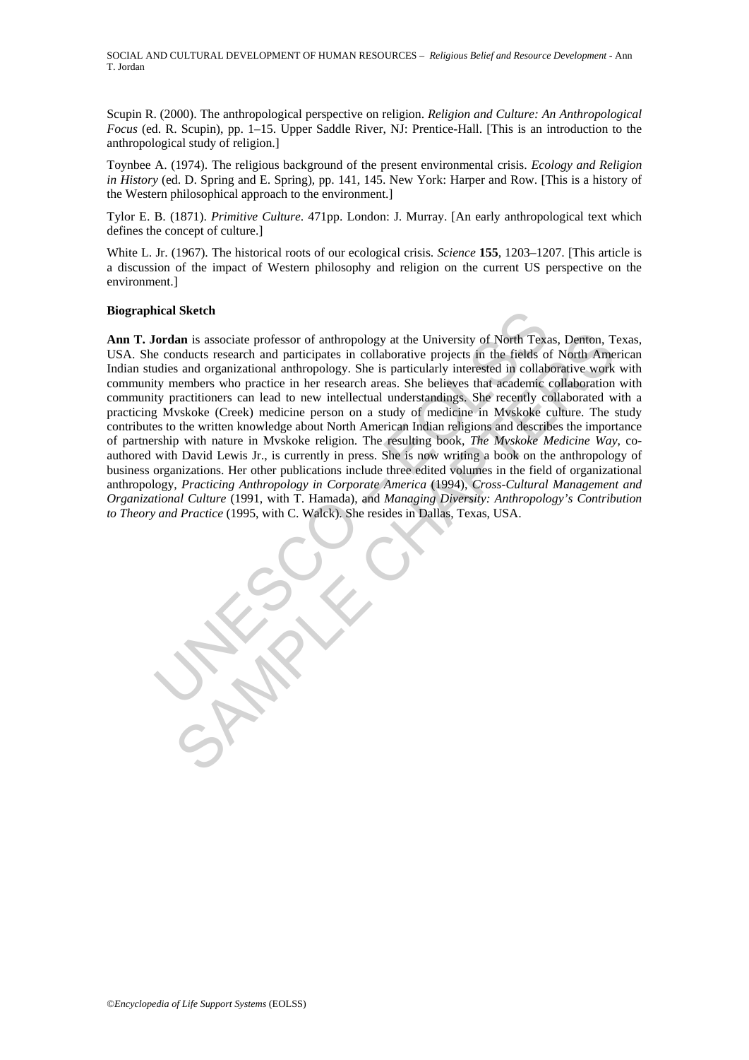Scupin R. (2000). The anthropological perspective on religion. *Religion and Culture: An Anthropological Focus* (ed. R. Scupin), pp. 1–15. Upper Saddle River, NJ: Prentice-Hall. [This is an introduction to the anthropological study of religion.]

Toynbee A. (1974). The religious background of the present environmental crisis. *Ecology and Religion in History* (ed. D. Spring and E. Spring), pp. 141, 145. New York: Harper and Row. [This is a history of the Western philosophical approach to the environment.]

Tylor E. B. (1871). *Primitive Culture*. 471pp. London: J. Murray. [An early anthropological text which defines the concept of culture.]

White L. Jr. (1967). The historical roots of our ecological crisis. *Science* **155**, 1203–1207. [This article is a discussion of the impact of Western philosophy and religion on the current US perspective on the environment.]

**Biographical Sketch**

**Ann T. Jordan** is associate professor of anthropology at the University of North Texas, Denton, Texas, USA. She conducts research and participates in collaborative projects in the fields of North American Indian studies and organizational anthropology. She is particularly interested in collaborative work with community members who practice in her research areas. She believes that academic collaboration with community practitioners can lead to new intellectual understandings. She recently collaborated with a practicing Mvskoke (Creek) medicine person on a study of medicine in Mvskoke culture. The study contributes to the written knowledge about North American Indian religions and describes the importance of partnership with nature in Mvskoke religion. The resulting book, *The Mvskoke Medicine Way*, co-authored with David Lewis Jr., is currently in press. She is now writing a book on the anthropology of business organizations. Her other publications include three edited volumes in the field of organizational anthropology, *Practicing Anthropology in Corporate America* (1994), *Cross-Cultural Management and Organizational Culture* (1991, with T. Hamada), and *Managing Diversity: Anthropology's Contribution to Theory and Practice* (1995, with C. Walck). She resides in Dallas, Texas, USA.